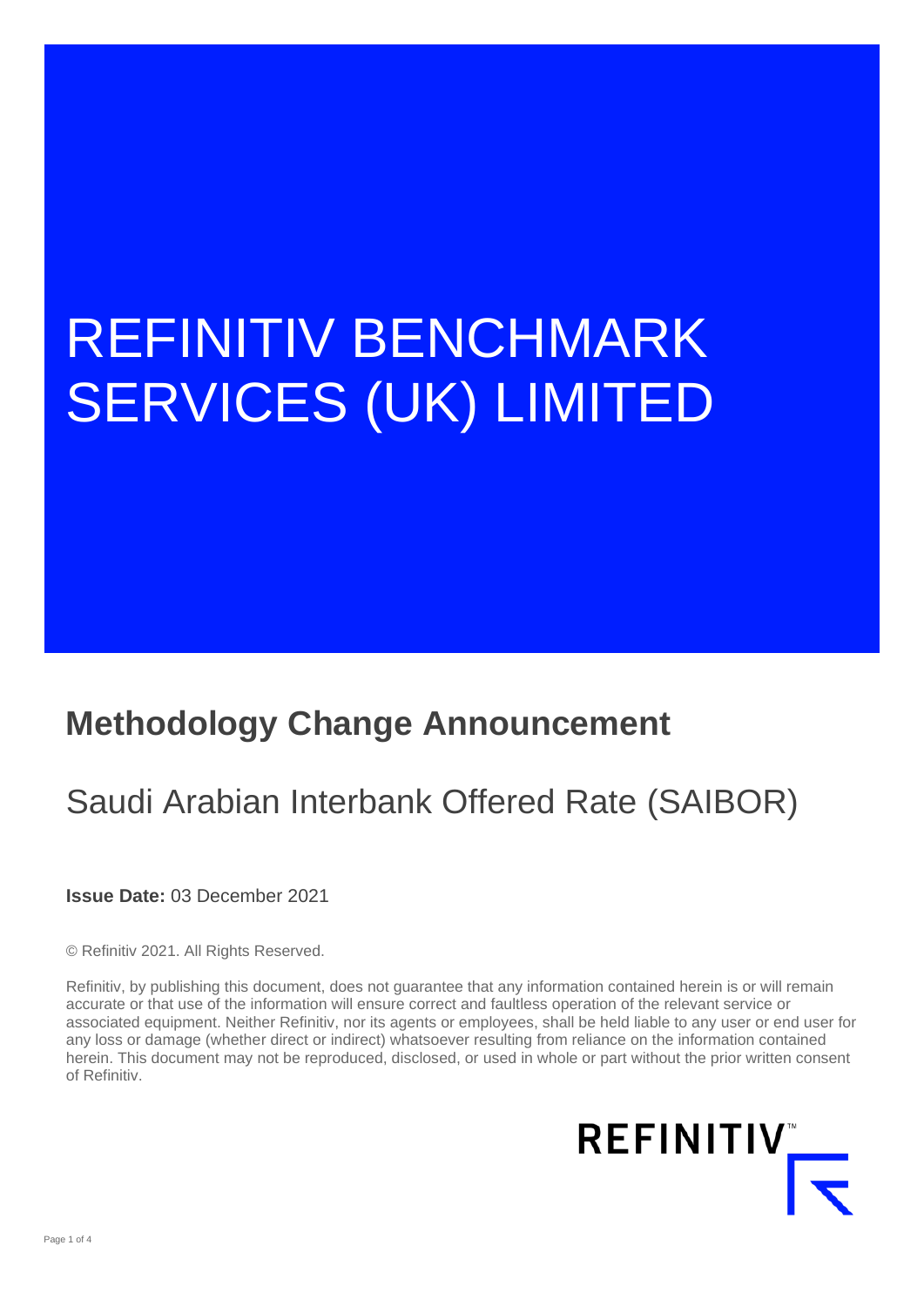# REFINITIV BENCHMARK SERVICES (UK) LIMITED

## Methodology Change Announcement

### Saudi Arabian Interbank Offered Rate (SAIBOR)

**Issue Date:** 03 December 2021

© Refinitiv 2021. All Rights Reserved.

Refinitiv, by publishing this document, does not guarantee that any information contained herein is or will remain accurate or that use of the information will ensure correct and faultless operation of the relevant service or associated equipment. Neither Refinitiv, nor its agents or employees, shall be held liable to any user or end user for any loss or damage (whether direct or indirect) whatsoever resulting from reliance on the information contained herein. This document may not be reproduced, disclosed, or used in whole or part without the prior written consent of Refinitiv.

REFINITIV™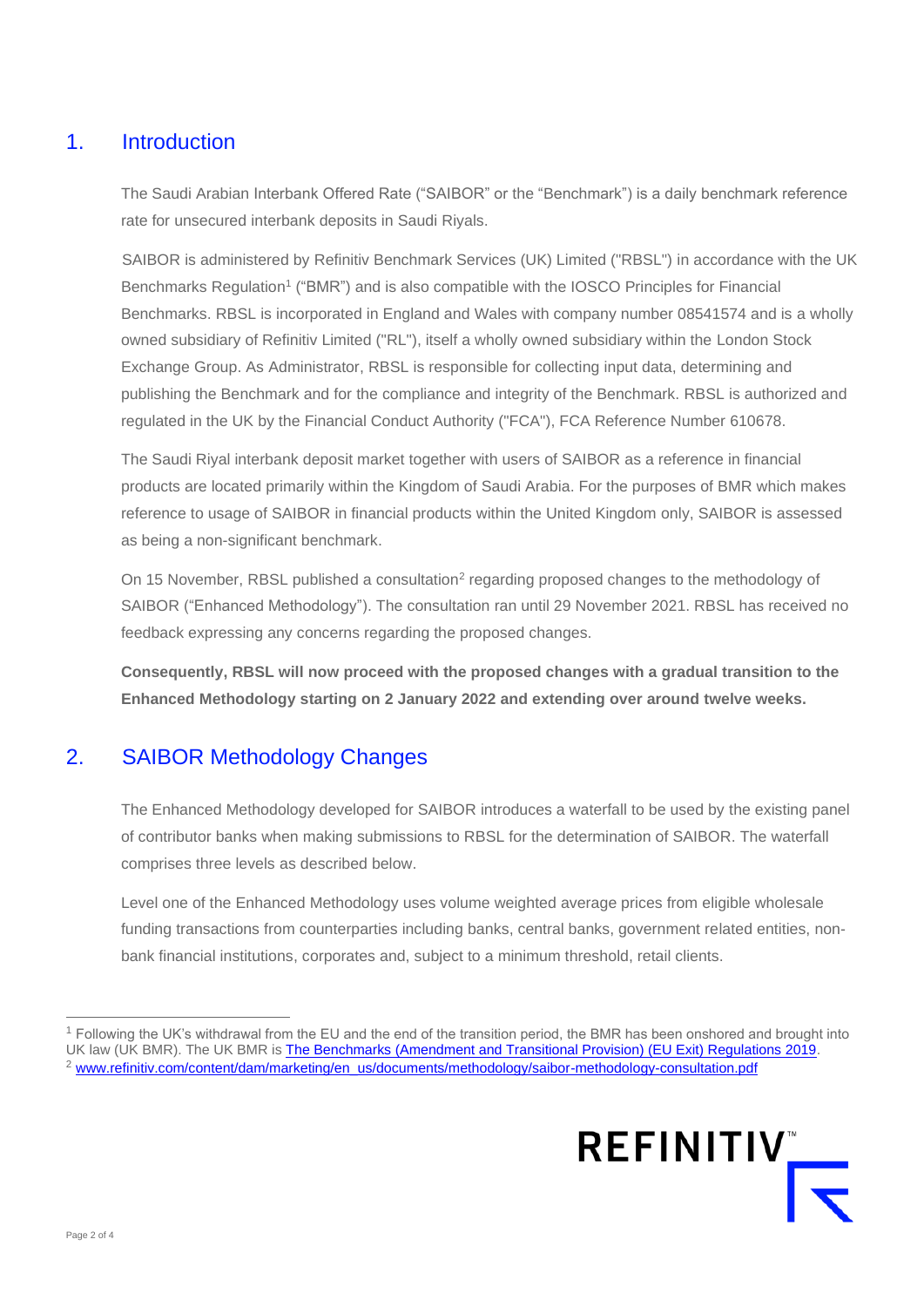## 1. Introduction

The Saudi Arabian Interbank Offered Rate ("SAIBOR" or the "Benchmark") is a daily benchmark reference rate for unsecured interbank deposits in Saudi Riyals.

SAIBOR is administered by Refinitiv Benchmark Services (UK) Limited ("RBSL") in accordance with the UK Benchmarks Regulation[1] ("BMR") and is also compatible with the IOSCO Principles for Financial Benchmarks. RBSL is incorporated in England and Wales with company number 08541574 and is a wholly owned subsidiary of Refinitiv Limited ("RL"), itself a wholly owned subsidiary within the London Stock Exchange Group. As Administrator, RBSL is responsible for collecting input data, determining and publishing the Benchmark and for the compliance and integrity of the Benchmark. RBSL is authorized and regulated in the UK by the Financial Conduct Authority ("FCA"), FCA Reference Number 610678.

The Saudi Riyal interbank deposit market together with users of SAIBOR as a reference in financial products are located primarily within the Kingdom of Saudi Arabia. For the purposes of BMR which makes reference to usage of SAIBOR in financial products within the United Kingdom only, SAIBOR is assessed as being a non-significant benchmark.

On 15 November, RBSL published a consultation[2] regarding proposed changes to the methodology of SAIBOR ("Enhanced Methodology"). The consultation ran until 29 November 2021. RBSL has received no feedback expressing any concerns regarding the proposed changes.

**Consequently, RBSL will now proceed with the proposed changes with a gradual transition to the Enhanced Methodology starting on 2 January 2022 and extending over around twelve weeks.**

## 2. SAIBOR Methodology Changes

The Enhanced Methodology developed for SAIBOR introduces a waterfall to be used by the existing panel of contributor banks when making submissions to RBSL for the determination of SAIBOR. The waterfall comprises three levels as described below.

Level one of the Enhanced Methodology uses volume weighted average prices from eligible wholesale funding transactions from counterparties including banks, central banks, government related entities, non-bank financial institutions, corporates and, subject to a minimum threshold, retail clients.

---

[1] Following the UK's withdrawal from the EU and the end of the transition period, the BMR has been onshored and brought into UK law (UK BMR). The UK BMR is The Benchmarks (Amendment and Transitional Provision) (EU Exit) Regulations 2019.

[2] www.refinitiv.com/content/dam/marketing/en_us/documents/methodology/saibor-methodology-consultation.pdf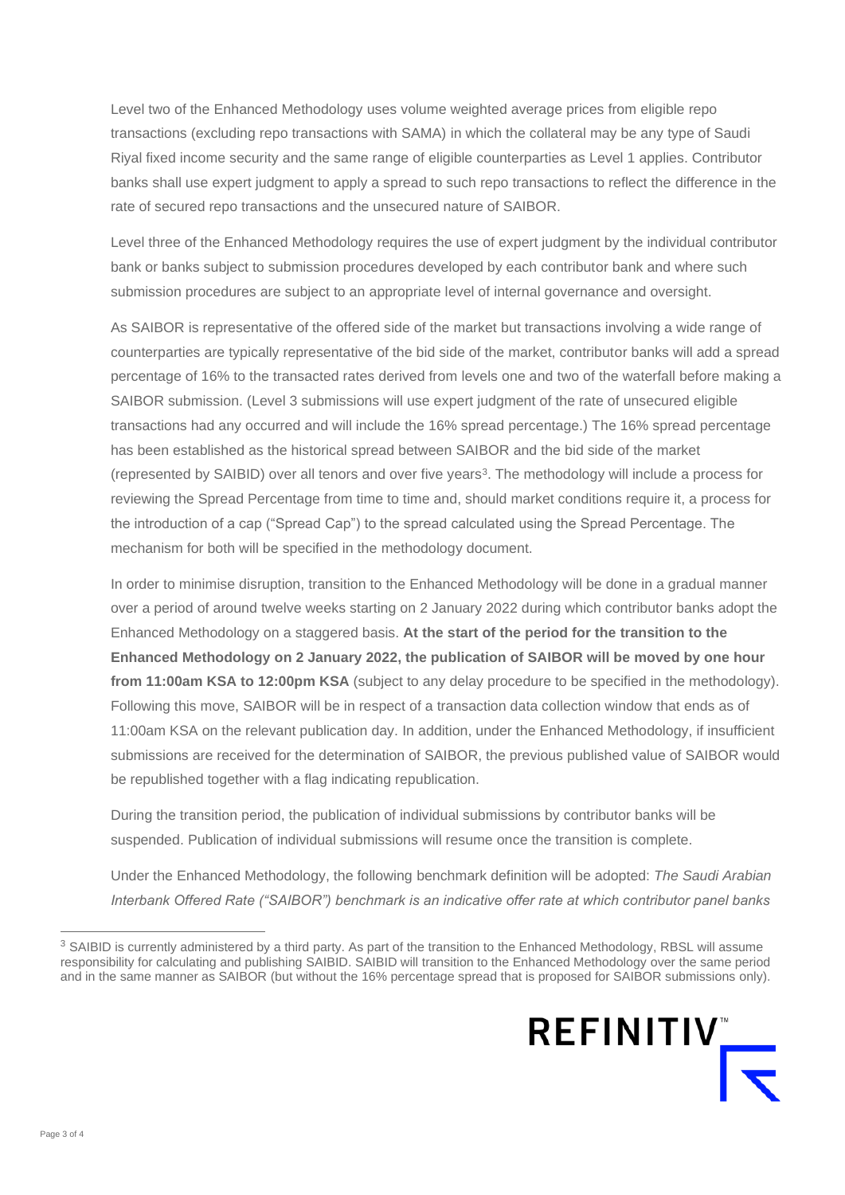Level two of the Enhanced Methodology uses volume weighted average prices from eligible repo transactions (excluding repo transactions with SAMA) in which the collateral may be any type of Saudi Riyal fixed income security and the same range of eligible counterparties as Level 1 applies. Contributor banks shall use expert judgment to apply a spread to such repo transactions to reflect the difference in the rate of secured repo transactions and the unsecured nature of SAIBOR.

Level three of the Enhanced Methodology requires the use of expert judgment by the individual contributor bank or banks subject to submission procedures developed by each contributor bank and where such submission procedures are subject to an appropriate level of internal governance and oversight.

As SAIBOR is representative of the offered side of the market but transactions involving a wide range of counterparties are typically representative of the bid side of the market, contributor banks will add a spread percentage of 16% to the transacted rates derived from levels one and two of the waterfall before making a SAIBOR submission. (Level 3 submissions will use expert judgment of the rate of unsecured eligible transactions had any occurred and will include the 16% spread percentage.) The 16% spread percentage has been established as the historical spread between SAIBOR and the bid side of the market (represented by SAIBID) over all tenors and over five years[3]. The methodology will include a process for reviewing the Spread Percentage from time to time and, should market conditions require it, a process for the introduction of a cap ("Spread Cap") to the spread calculated using the Spread Percentage. The mechanism for both will be specified in the methodology document.

In order to minimise disruption, transition to the Enhanced Methodology will be done in a gradual manner over a period of around twelve weeks starting on 2 January 2022 during which contributor banks adopt the Enhanced Methodology on a staggered basis. **At the start of the period for the transition to the Enhanced Methodology on 2 January 2022, the publication of SAIBOR will be moved by one hour from 11:00am KSA to 12:00pm KSA** (subject to any delay procedure to be specified in the methodology). Following this move, SAIBOR will be in respect of a transaction data collection window that ends as of 11:00am KSA on the relevant publication day. In addition, under the Enhanced Methodology, if insufficient submissions are received for the determination of SAIBOR, the previous published value of SAIBOR would be republished together with a flag indicating republication.

During the transition period, the publication of individual submissions by contributor banks will be suspended. Publication of individual submissions will resume once the transition is complete.

Under the Enhanced Methodology, the following benchmark definition will be adopted: *The Saudi Arabian Interbank Offered Rate ("SAIBOR") benchmark is an indicative offer rate at which contributor panel banks*

---

[3] SAIBID is currently administered by a third party. As part of the transition to the Enhanced Methodology, RBSL will assume responsibility for calculating and publishing SAIBID. SAIBID will transition to the Enhanced Methodology over the same period and in the same manner as SAIBOR (but without the 16% percentage spread that is proposed for SAIBOR submissions only).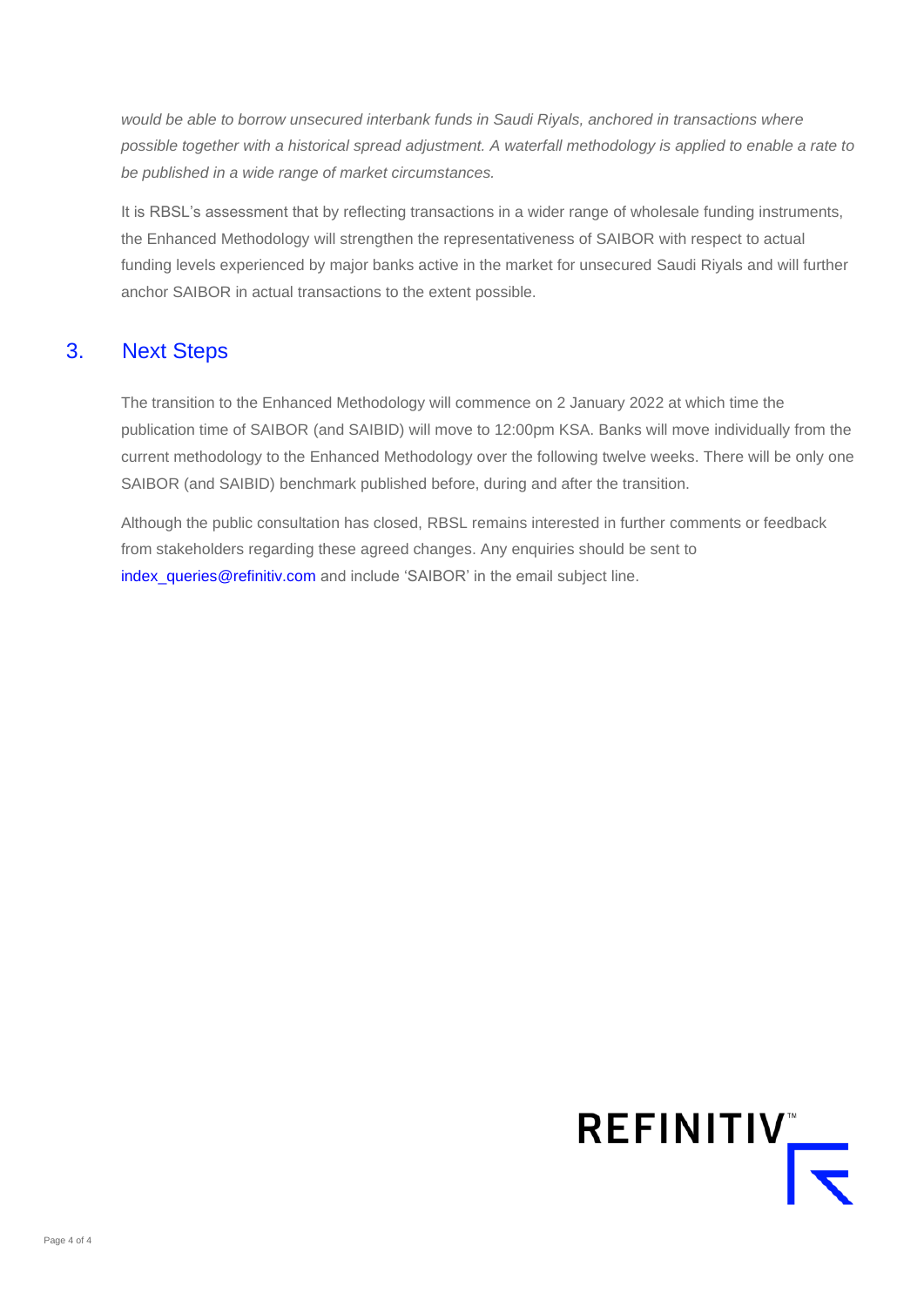*would be able to borrow unsecured interbank funds in Saudi Riyals, anchored in transactions where possible together with a historical spread adjustment. A waterfall methodology is applied to enable a rate to be published in a wide range of market circumstances.*

It is RBSL's assessment that by reflecting transactions in a wider range of wholesale funding instruments, the Enhanced Methodology will strengthen the representativeness of SAIBOR with respect to actual funding levels experienced by major banks active in the market for unsecured Saudi Riyals and will further anchor SAIBOR in actual transactions to the extent possible.

## 3. Next Steps

The transition to the Enhanced Methodology will commence on 2 January 2022 at which time the publication time of SAIBOR (and SAIBID) will move to 12:00pm KSA. Banks will move individually from the current methodology to the Enhanced Methodology over the following twelve weeks. There will be only one SAIBOR (and SAIBID) benchmark published before, during and after the transition.

Although the public consultation has closed, RBSL remains interested in further comments or feedback from stakeholders regarding these agreed changes. Any enquiries should be sent to index_queries@refinitiv.com and include 'SAIBOR' in the email subject line.

REFINITIV™